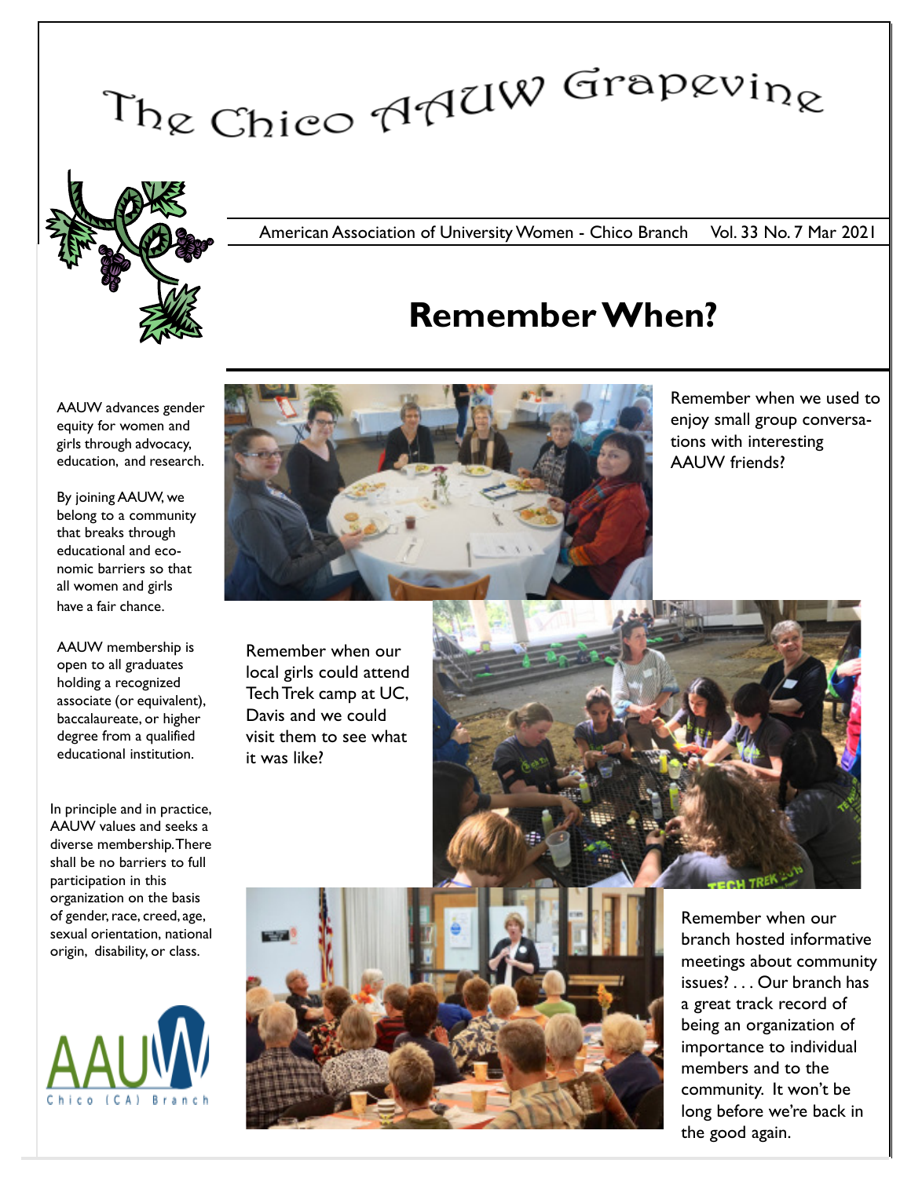# The Chico AAUW Grapevine

American Association of University Women - Chico Branch Vol. 33 No. 7 Mar 2021

## Remember When?

AAUW advances gender equity for women and girls through advocacy, education, and research.

By joining AAUW, we belong to a community that breaks through educational and economic barriers so that all women and girls have a fair chance.

AAUW membership is open to all graduates holding a recognized associate (or equivalent), baccalaureate, or higher degree from a qualified educational institution.

In principle and in practice, AAUW values and seeks a diverse membership. There shall be no barriers to full participation in this organization on the basis of gender, race, creed, age, sexual orientation, national origin, disability, or class.

AAUW Chico (CA) Branch

Remember when we used to enjoy small group conversations with interesting AAUW friends?

Remember when our local girls could attend Tech Trek camp at UC, Davis and we could visit them to see what it was like?

Remember when our branch hosted informative meetings about community issues? . . . Our branch has a great track record of being an organization of importance to individual members and to the community. It won't be long before we're back in the good again.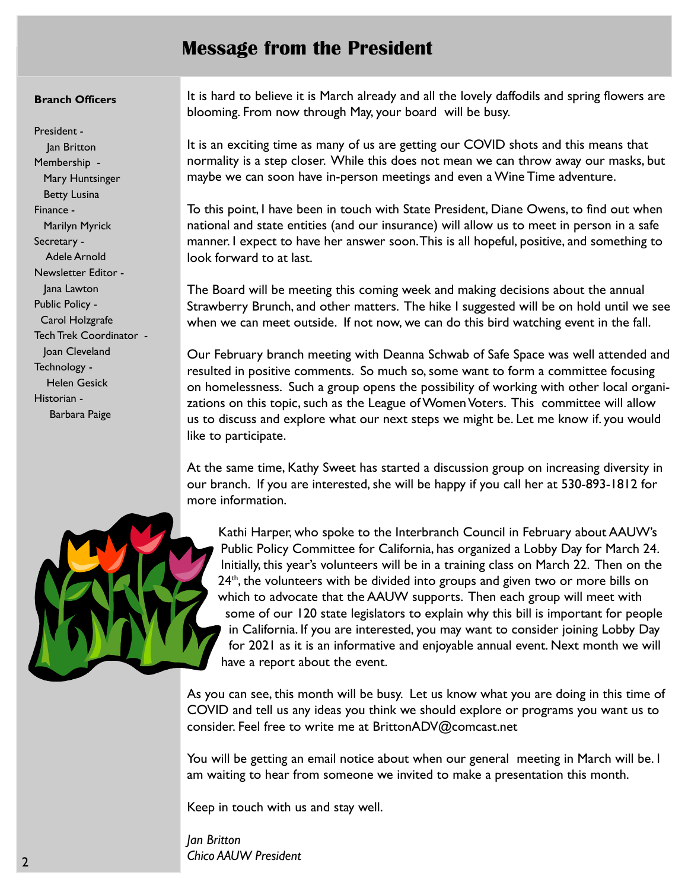# Message from the President

**Branch Officers**

President - Jan Britton
Membership - Mary Huntsinger, Betty Lusina
Finance - Marilyn Myrick
Secretary - Adele Arnold
Newsletter Editor - Jana Lawton
Public Policy - Carol Holzgrafe
Tech Trek Coordinator - Joan Cleveland
Technology - Helen Gesick
Historian - Barbara Paige

It is hard to believe it is March already and all the lovely daffodils and spring flowers are blooming. From now through May, your board will be busy.

It is an exciting time as many of us are getting our COVID shots and this means that normality is a step closer. While this does not mean we can throw away our masks, but maybe we can soon have in-person meetings and even a Wine Time adventure.

To this point, I have been in touch with State President, Diane Owens, to find out when national and state entities (and our insurance) will allow us to meet in person in a safe manner. I expect to have her answer soon. This is all hopeful, positive, and something to look forward to at last.

The Board will be meeting this coming week and making decisions about the annual Strawberry Brunch, and other matters. The hike I suggested will be on hold until we see when we can meet outside. If not now, we can do this bird watching event in the fall.

Our February branch meeting with Deanna Schwab of Safe Space was well attended and resulted in positive comments. So much so, some want to form a committee focusing on homelessness. Such a group opens the possibility of working with other local organizations on this topic, such as the League of Women Voters. This committee will allow us to discuss and explore what our next steps we might be. Let me know if. you would like to participate.

At the same time, Kathy Sweet has started a discussion group on increasing diversity in our branch. If you are interested, she will be happy if you call her at 530-893-1812 for more information.

Kathi Harper, who spoke to the Interbranch Council in February about AAUW's Public Policy Committee for California, has organized a Lobby Day for March 24. Initially, this year's volunteers will be in a training class on March 22. Then on the 24th, the volunteers with be divided into groups and given two or more bills on which to advocate that the AAUW supports. Then each group will meet with some of our 120 state legislators to explain why this bill is important for people in California. If you are interested, you may want to consider joining Lobby Day for 2021 as it is an informative and enjoyable annual event. Next month we will have a report about the event.

As you can see, this month will be busy. Let us know what you are doing in this time of COVID and tell us any ideas you think we should explore or programs you want us to consider. Feel free to write me at BrittonADV@comcast.net

You will be getting an email notice about when our general meeting in March will be. I am waiting to hear from someone we invited to make a presentation this month.

Keep in touch with us and stay well.

*Jan Britton*
*Chico AAUW President*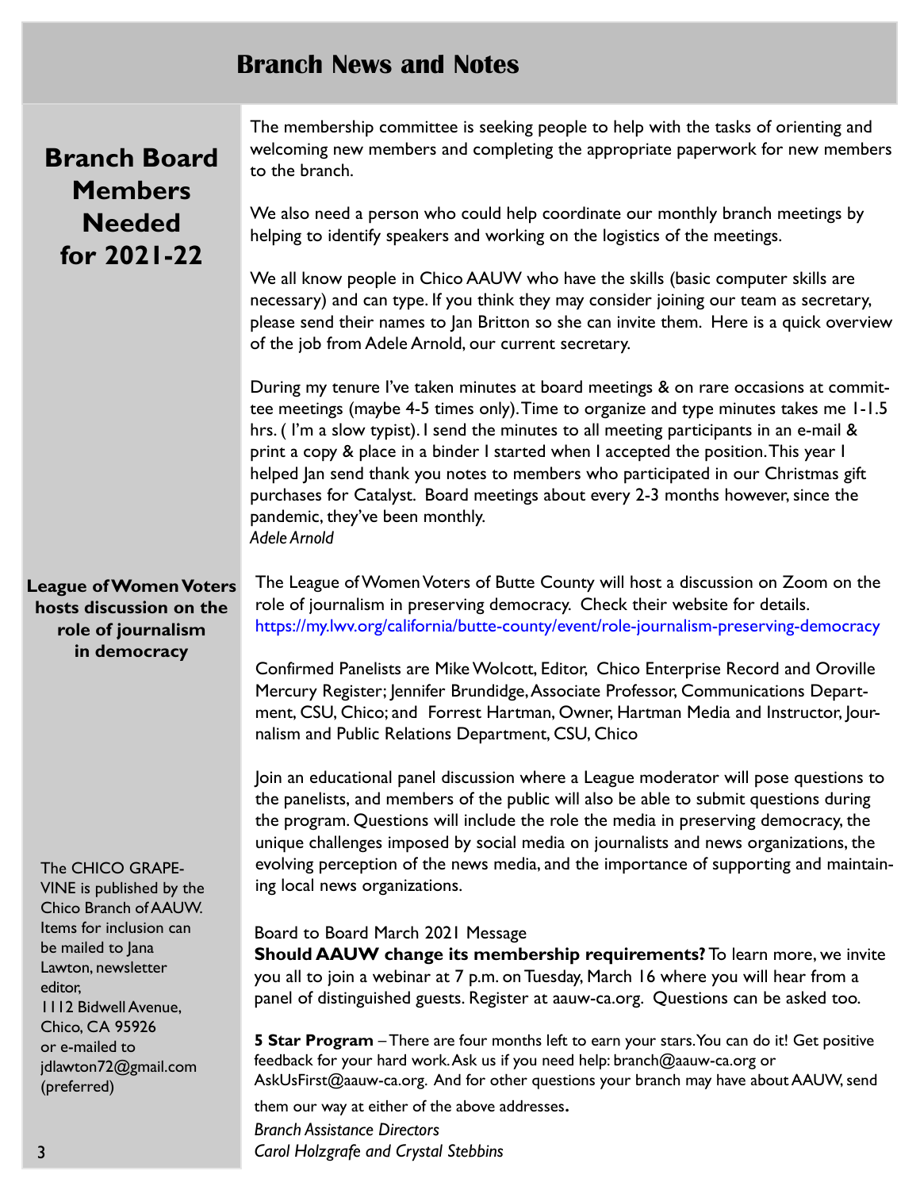# Branch News and Notes

## Branch Board Members Needed for 2021-22

The membership committee is seeking people to help with the tasks of orienting and welcoming new members and completing the appropriate paperwork for new members to the branch.

We also need a person who could help coordinate our monthly branch meetings by helping to identify speakers and working on the logistics of the meetings.

We all know people in Chico AAUW who have the skills (basic computer skills are necessary) and can type. If you think they may consider joining our team as secretary, please send their names to Jan Britton so she can invite them. Here is a quick overview of the job from Adele Arnold, our current secretary.

During my tenure I've taken minutes at board meetings & on rare occasions at committee meetings (maybe 4-5 times only). Time to organize and type minutes takes me 1-1.5 hrs. ( I'm a slow typist). I send the minutes to all meeting participants in an e-mail & print a copy & place in a binder I started when I accepted the position. This year I helped Jan send thank you notes to members who participated in our Christmas gift purchases for Catalyst. Board meetings about every 2-3 months however, since the pandemic, they've been monthly.

*Adele Arnold*

## League of Women Voters hosts discussion on the role of journalism in democracy

The League of Women Voters of Butte County will host a discussion on Zoom on the role of journalism in preserving democracy. Check their website for details.
https://my.lwv.org/california/butte-county/event/role-journalism-preserving-democracy

Confirmed Panelists are Mike Wolcott, Editor, Chico Enterprise Record and Oroville Mercury Register; Jennifer Brundidge, Associate Professor, Communications Department, CSU, Chico; and Forrest Hartman, Owner, Hartman Media and Instructor, Journalism and Public Relations Department, CSU, Chico

Join an educational panel discussion where a League moderator will pose questions to the panelists, and members of the public will also be able to submit questions during the program. Questions will include the role the media in preserving democracy, the unique challenges imposed by social media on journalists and news organizations, the evolving perception of the news media, and the importance of supporting and maintaining local news organizations.

Board to Board March 2021 Message

**Should AAUW change its membership requirements?** To learn more, we invite you all to join a webinar at 7 p.m. on Tuesday, March 16 where you will hear from a panel of distinguished guests. Register at aauw-ca.org. Questions can be asked too.

**5 Star Program** – There are four months left to earn your stars. You can do it! Get positive feedback for your hard work. Ask us if you need help: branch@aauw-ca.org or AskUsFirst@aauw-ca.org. And for other questions your branch may have about AAUW, send them our way at either of the above addresses.

*Branch Assistance Directors*
*Carol Holzgrafe and Crystal Stebbins*

The CHICO GRAPEVINE is published by the Chico Branch of AAUW. Items for inclusion can be mailed to Jana Lawton, newsletter editor,
1112 Bidwell Avenue,
Chico, CA 95926
or e-mailed to jdlawton72@gmail.com (preferred)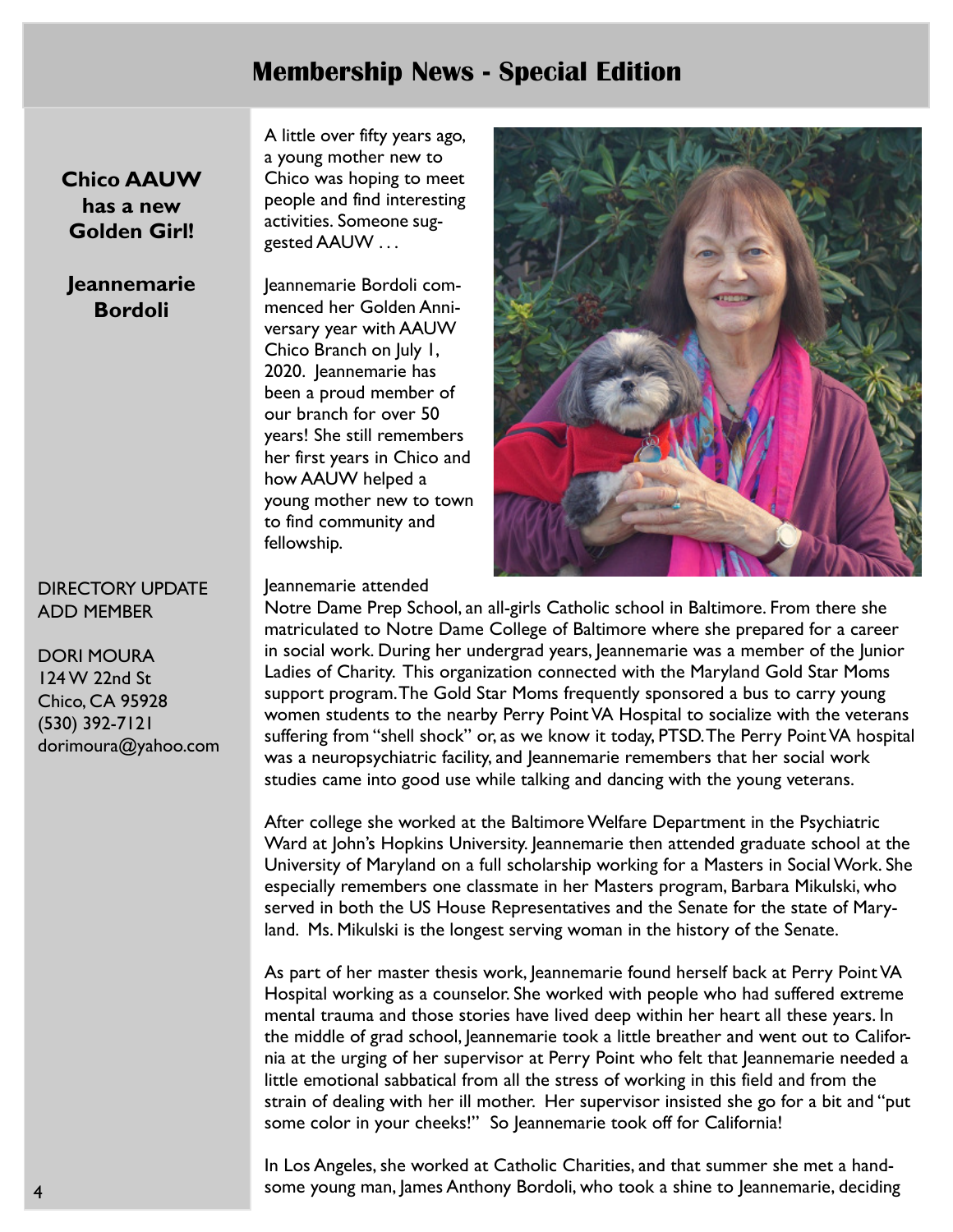# Membership News - Special Edition

**Chico AAUW has a new Golden Girl!**

**Jeannemarie Bordoli**

DIRECTORY UPDATE
ADD MEMBER

DORI MOURA
124 W 22nd St
Chico, CA 95928
(530) 392-7121
dorimoura@yahoo.com

A little over fifty years ago, a young mother new to Chico was hoping to meet people and find interesting activities. Someone suggested AAUW . . .

Jeannemarie Bordoli commenced her Golden Anniversary year with AAUW Chico Branch on July 1, 2020. Jeannemarie has been a proud member of our branch for over 50 years! She still remembers her first years in Chico and how AAUW helped a young mother new to town to find community and fellowship.

Jeannemarie attended Notre Dame Prep School, an all-girls Catholic school in Baltimore. From there she matriculated to Notre Dame College of Baltimore where she prepared for a career in social work. During her undergrad years, Jeannemarie was a member of the Junior Ladies of Charity. This organization connected with the Maryland Gold Star Moms support program. The Gold Star Moms frequently sponsored a bus to carry young women students to the nearby Perry Point VA Hospital to socialize with the veterans suffering from "shell shock" or, as we know it today, PTSD. The Perry Point VA hospital was a neuropsychiatric facility, and Jeannemarie remembers that her social work studies came into good use while talking and dancing with the young veterans.

After college she worked at the Baltimore Welfare Department in the Psychiatric Ward at John's Hopkins University. Jeannemarie then attended graduate school at the University of Maryland on a full scholarship working for a Masters in Social Work. She especially remembers one classmate in her Masters program, Barbara Mikulski, who served in both the US House Representatives and the Senate for the state of Maryland. Ms. Mikulski is the longest serving woman in the history of the Senate.

As part of her master thesis work, Jeannemarie found herself back at Perry Point VA Hospital working as a counselor. She worked with people who had suffered extreme mental trauma and those stories have lived deep within her heart all these years. In the middle of grad school, Jeannemarie took a little breather and went out to California at the urging of her supervisor at Perry Point who felt that Jeannemarie needed a little emotional sabbatical from all the stress of working in this field and from the strain of dealing with her ill mother. Her supervisor insisted she go for a bit and "put some color in your cheeks!" So Jeannemarie took off for California!

In Los Angeles, she worked at Catholic Charities, and that summer she met a handsome young man, James Anthony Bordoli, who took a shine to Jeannemarie, deciding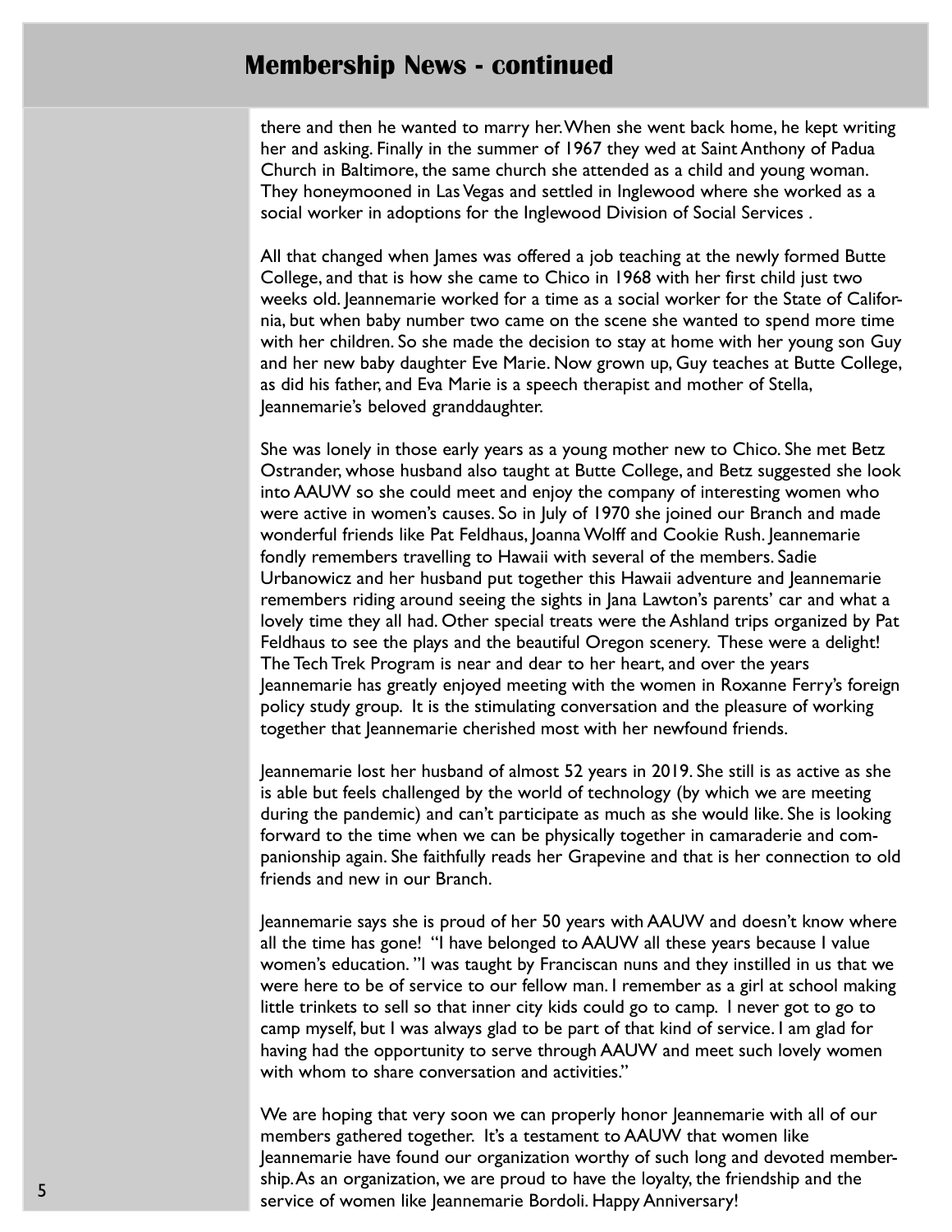## Membership News - continued

there and then he wanted to marry her. When she went back home, he kept writing her and asking. Finally in the summer of 1967 they wed at Saint Anthony of Padua Church in Baltimore, the same church she attended as a child and young woman. They honeymooned in Las Vegas and settled in Inglewood where she worked as a social worker in adoptions for the Inglewood Division of Social Services .

All that changed when James was offered a job teaching at the newly formed Butte College, and that is how she came to Chico in 1968 with her first child just two weeks old. Jeannemarie worked for a time as a social worker for the State of California, but when baby number two came on the scene she wanted to spend more time with her children. So she made the decision to stay at home with her young son Guy and her new baby daughter Eve Marie. Now grown up, Guy teaches at Butte College, as did his father, and Eva Marie is a speech therapist and mother of Stella, Jeannemarie's beloved granddaughter.

She was lonely in those early years as a young mother new to Chico. She met Betz Ostrander, whose husband also taught at Butte College, and Betz suggested she look into AAUW so she could meet and enjoy the company of interesting women who were active in women's causes. So in July of 1970 she joined our Branch and made wonderful friends like Pat Feldhaus, Joanna Wolff and Cookie Rush. Jeannemarie fondly remembers travelling to Hawaii with several of the members. Sadie Urbanowicz and her husband put together this Hawaii adventure and Jeannemarie remembers riding around seeing the sights in Jana Lawton's parents' car and what a lovely time they all had. Other special treats were the Ashland trips organized by Pat Feldhaus to see the plays and the beautiful Oregon scenery. These were a delight! The Tech Trek Program is near and dear to her heart, and over the years Jeannemarie has greatly enjoyed meeting with the women in Roxanne Ferry's foreign policy study group. It is the stimulating conversation and the pleasure of working together that Jeannemarie cherished most with her newfound friends.

Jeannemarie lost her husband of almost 52 years in 2019. She still is as active as she is able but feels challenged by the world of technology (by which we are meeting during the pandemic) and can't participate as much as she would like. She is looking forward to the time when we can be physically together in camaraderie and companionship again. She faithfully reads her Grapevine and that is her connection to old friends and new in our Branch.

Jeannemarie says she is proud of her 50 years with AAUW and doesn't know where all the time has gone! "I have belonged to AAUW all these years because I value women's education. "I was taught by Franciscan nuns and they instilled in us that we were here to be of service to our fellow man. I remember as a girl at school making little trinkets to sell so that inner city kids could go to camp. I never got to go to camp myself, but I was always glad to be part of that kind of service. I am glad for having had the opportunity to serve through AAUW and meet such lovely women with whom to share conversation and activities."

We are hoping that very soon we can properly honor Jeannemarie with all of our members gathered together. It's a testament to AAUW that women like Jeannemarie have found our organization worthy of such long and devoted membership. As an organization, we are proud to have the loyalty, the friendship and the service of women like Jeannemarie Bordoli. Happy Anniversary!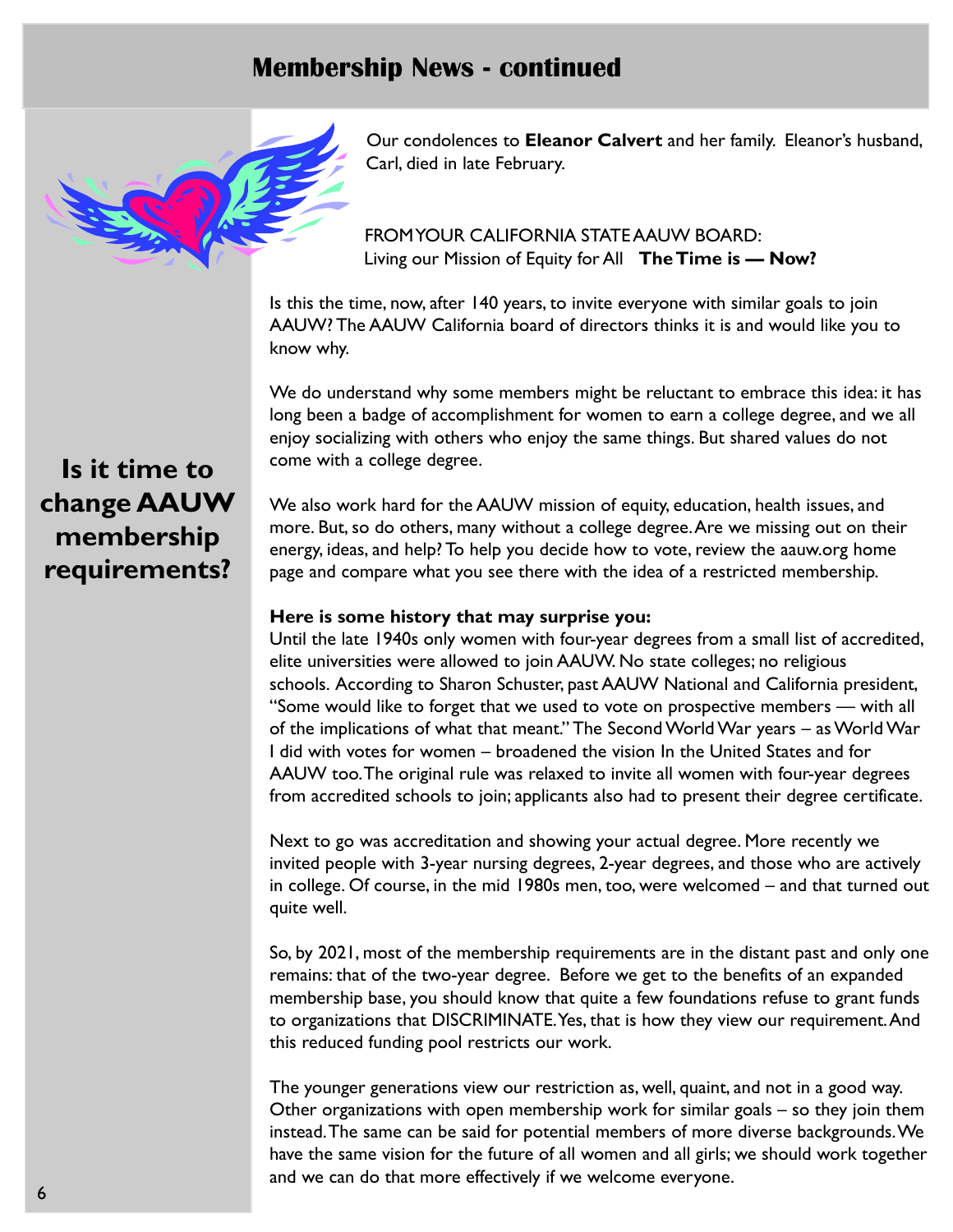# Membership News - continued

Our condolences to **Eleanor Calvert** and her family. Eleanor's husband, Carl, died in late February.

FROM YOUR CALIFORNIA STATE AAUW BOARD:
Living our Mission of Equity for All **The Time is — Now?**

## Is it time to change AAUW membership requirements?

Is this the time, now, after 140 years, to invite everyone with similar goals to join AAUW? The AAUW California board of directors thinks it is and would like you to know why.

We do understand why some members might be reluctant to embrace this idea: it has long been a badge of accomplishment for women to earn a college degree, and we all enjoy socializing with others who enjoy the same things. But shared values do not come with a college degree.

We also work hard for the AAUW mission of equity, education, health issues, and more. But, so do others, many without a college degree. Are we missing out on their energy, ideas, and help? To help you decide how to vote, review the aauw.org home page and compare what you see there with the idea of a restricted membership.

**Here is some history that may surprise you:**
Until the late 1940s only women with four-year degrees from a small list of accredited, elite universities were allowed to join AAUW. No state colleges; no religious schools. According to Sharon Schuster, past AAUW National and California president, "Some would like to forget that we used to vote on prospective members — with all of the implications of what that meant." The Second World War years – as World War I did with votes for women – broadened the vision In the United States and for AAUW too. The original rule was relaxed to invite all women with four-year degrees from accredited schools to join; applicants also had to present their degree certificate.

Next to go was accreditation and showing your actual degree. More recently we invited people with 3-year nursing degrees, 2-year degrees, and those who are actively in college. Of course, in the mid 1980s men, too, were welcomed – and that turned out quite well.

So, by 2021, most of the membership requirements are in the distant past and only one remains: that of the two-year degree. Before we get to the benefits of an expanded membership base, you should know that quite a few foundations refuse to grant funds to organizations that DISCRIMINATE. Yes, that is how they view our requirement. And this reduced funding pool restricts our work.

The younger generations view our restriction as, well, quaint, and not in a good way. Other organizations with open membership work for similar goals – so they join them instead. The same can be said for potential members of more diverse backgrounds. We have the same vision for the future of all women and all girls; we should work together and we can do that more effectively if we welcome everyone.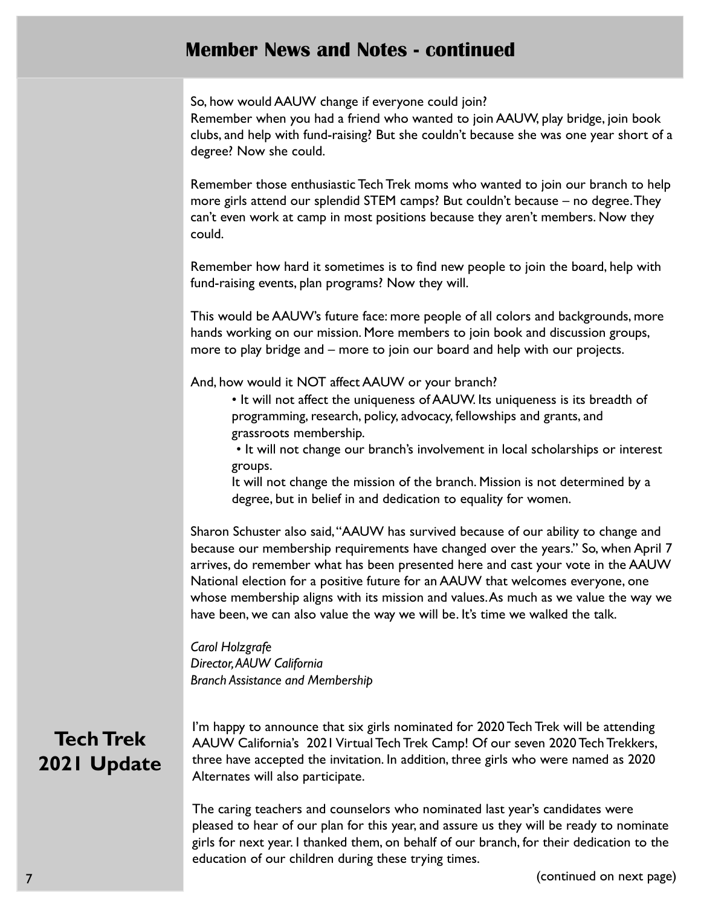## Member News and Notes - continued

So, how would AAUW change if everyone could join?
Remember when you had a friend who wanted to join AAUW, play bridge, join book clubs, and help with fund-raising? But she couldn't because she was one year short of a degree? Now she could.

Remember those enthusiastic Tech Trek moms who wanted to join our branch to help more girls attend our splendid STEM camps? But couldn't because – no degree. They can't even work at camp in most positions because they aren't members. Now they could.

Remember how hard it sometimes is to find new people to join the board, help with fund-raising events, plan programs? Now they will.

This would be AAUW's future face: more people of all colors and backgrounds, more hands working on our mission. More members to join book and discussion groups, more to play bridge and – more to join our board and help with our projects.

And, how would it NOT affect AAUW or your branch?

- It will not affect the uniqueness of AAUW. Its uniqueness is its breadth of programming, research, policy, advocacy, fellowships and grants, and grassroots membership.
- It will not change our branch's involvement in local scholarships or interest groups.

It will not change the mission of the branch. Mission is not determined by a degree, but in belief in and dedication to equality for women.

Sharon Schuster also said, "AAUW has survived because of our ability to change and because our membership requirements have changed over the years." So, when April 7 arrives, do remember what has been presented here and cast your vote in the AAUW National election for a positive future for an AAUW that welcomes everyone, one whose membership aligns with its mission and values. As much as we value the way we have been, we can also value the way we will be. It's time we walked the talk.

*Carol Holzgrafe*
*Director, AAUW California*
*Branch Assistance and Membership*

## Tech Trek 2021 Update

I'm happy to announce that six girls nominated for 2020 Tech Trek will be attending AAUW California's 2021 Virtual Tech Trek Camp! Of our seven 2020 Tech Trekkers, three have accepted the invitation. In addition, three girls who were named as 2020 Alternates will also participate.

The caring teachers and counselors who nominated last year's candidates were pleased to hear of our plan for this year, and assure us they will be ready to nominate girls for next year. I thanked them, on behalf of our branch, for their dedication to the education of our children during these trying times.

(continued on next page)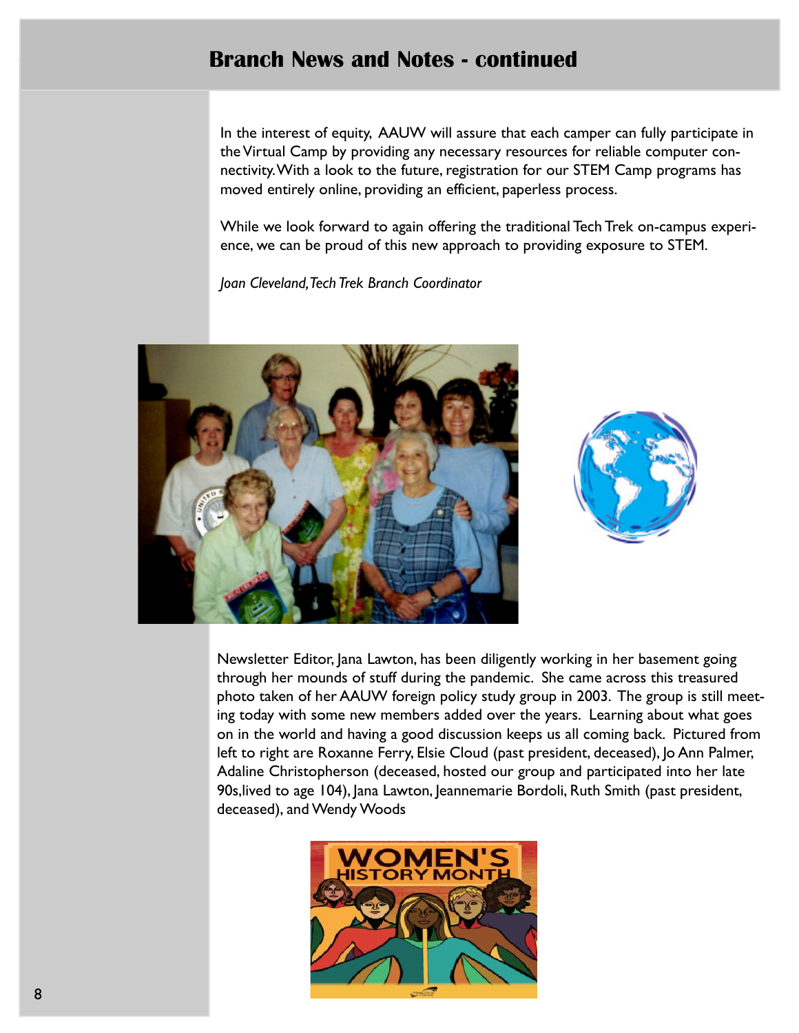## Branch News and Notes - continued

In the interest of equity, AAUW will assure that each camper can fully participate in the Virtual Camp by providing any necessary resources for reliable computer connectivity. With a look to the future, registration for our STEM Camp programs has moved entirely online, providing an efficient, paperless process.

While we look forward to again offering the traditional Tech Trek on-campus experience, we can be proud of this new approach to providing exposure to STEM.

*Joan Cleveland, Tech Trek Branch Coordinator*

Newsletter Editor, Jana Lawton, has been diligently working in her basement going through her mounds of stuff during the pandemic. She came across this treasured photo taken of her AAUW foreign policy study group in 2003. The group is still meeting today with some new members added over the years. Learning about what goes on in the world and having a good discussion keeps us all coming back. Pictured from left to right are Roxanne Ferry, Elsie Cloud (past president, deceased), Jo Ann Palmer, Adaline Christopherson (deceased, hosted our group and participated into her late 90s,lived to age 104), Jana Lawton, Jeannemarie Bordoli, Ruth Smith (past president, deceased), and Wendy Woods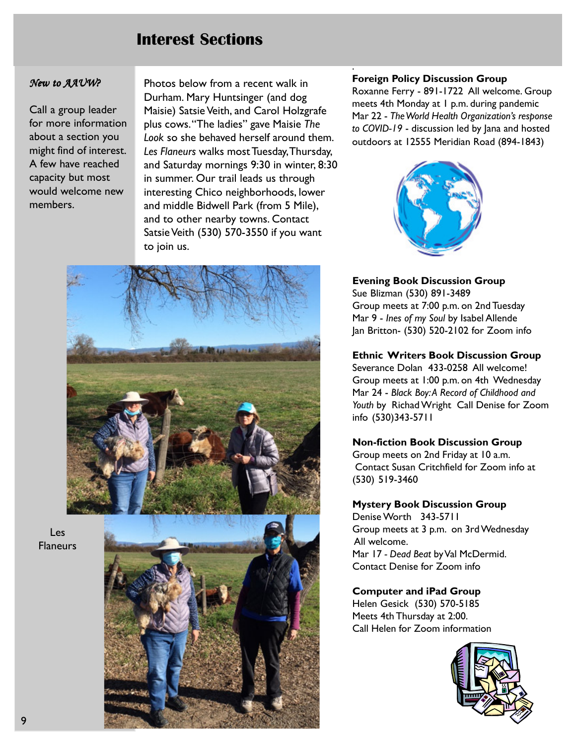# Interest Sections

*New to AAUW?*

Call a group leader for more information about a section you might find of interest. A few have reached capacity but most would welcome new members.

Photos below from a recent walk in Durham. Mary Huntsinger (and dog Maisie) Satsie Veith, and Carol Holzgrafe plus cows. "The ladies" gave Maisie *The Look* so she behaved herself around them. *Les Flaneurs* walks most Tuesday, Thursday, and Saturday mornings 9:30 in winter, 8:30 in summer. Our trail leads us through interesting Chico neighborhoods, lower and middle Bidwell Park (from 5 Mile), and to other nearby towns. Contact Satsie Veith (530) 570-3550 if you want to join us.

Les Flaneurs

**Foreign Policy Discussion Group**
Roxanne Ferry - 891-1722 All welcome. Group meets 4th Monday at 1 p.m. during pandemic
Mar 22 - *The World Health Organization's response to COVID-19* - discussion led by Jana and hosted outdoors at 12555 Meridian Road (894-1843)

**Evening Book Discussion Group**
Sue Blizman (530) 891-3489
Group meets at 7:00 p.m. on 2nd Tuesday
Mar 9 - *Ines of my Soul* by Isabel Allende
Jan Britton- (530) 520-2102 for Zoom info

**Ethnic Writers Book Discussion Group**
Severance Dolan 433-0258 All welcome!
Group meets at 1:00 p.m. on 4th Wednesday
Mar 24 - *Black Boy: A Record of Childhood and Youth* by Richad Wright Call Denise for Zoom info (530)343-5711

**Non-fiction Book Discussion Group**
Group meets on 2nd Friday at 10 a.m.
Contact Susan Critchfield for Zoom info at (530) 519-3460

**Mystery Book Discussion Group**
Denise Worth 343-5711
Group meets at 3 p.m. on 3rd Wednesday
All welcome.
Mar 17 - *Dead Beat* by Val McDermid.
Contact Denise for Zoom info

**Computer and iPad Group**
Helen Gesick (530) 570-5185
Meets 4th Thursday at 2:00.
Call Helen for Zoom information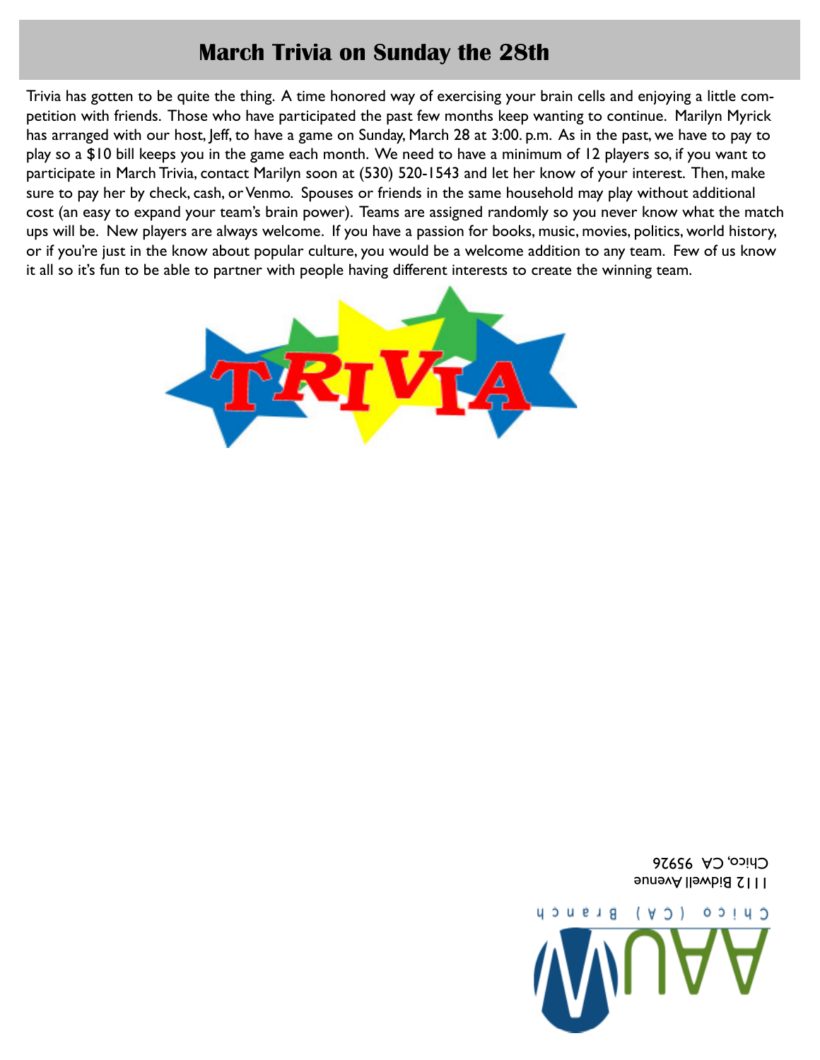## March Trivia on Sunday the 28th

Trivia has gotten to be quite the thing. A time honored way of exercising your brain cells and enjoying a little competition with friends. Those who have participated the past few months keep wanting to continue. Marilyn Myrick has arranged with our host, Jeff, to have a game on Sunday, March 28 at 3:00. p.m. As in the past, we have to pay to play so a $10 bill keeps you in the game each month. We need to have a minimum of 12 players so, if you want to participate in March Trivia, contact Marilyn soon at (530) 520-1543 and let her know of your interest. Then, make sure to pay her by check, cash, or Venmo. Spouses or friends in the same household may play without additional cost (an easy to expand your team's brain power). Teams are assigned randomly so you never know what the match ups will be. New players are always welcome. If you have a passion for books, music, movies, politics, world history, or if you're just in the know about popular culture, you would be a welcome addition to any team. Few of us know it all so it's fun to be able to partner with people having different interests to create the winning team.

TRIVIA

AAUW
Chico (CA) Branch
1112 Bidwell Avenue
Chico, CA 95926